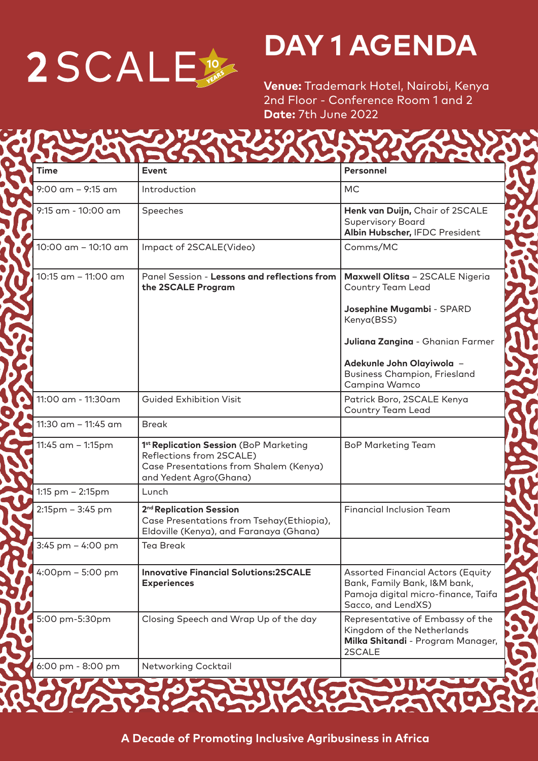2SCALE 10 YEARS

# DAY 1 AGENDA

**Venue:** Trademark Hotel, Nairobi, Kenya
2nd Floor - Conference Room 1 and 2
**Date:** 7th June 2022

| Time | Event | Personnel |
|---|---|---|
| 9:00 am – 9:15 am | Introduction | MC |
| 9:15 am - 10:00 am | Speeches | **Henk van Duijn,** Chair of 2SCALE Supervisory Board<br>**Albin Hubscher,** IFDC President |
| 10:00 am – 10:10 am | Impact of 2SCALE(Video) | Comms/MC |
| 10:15 am – 11:00 am | Panel Session - **Lessons and reflections from the 2SCALE Program** | **Maxwell Olitsa** – 2SCALE Nigeria Country Team Lead<br>**Josephine Mugambi** - SPARD Kenya(BSS)<br>**Juliana Zangina** - Ghanian Farmer<br>**Adekunle John Olayiwola** – Business Champion, Friesland Campina Wamco |
| 11:00 am - 11:30am | Guided Exhibition Visit | Patrick Boro, 2SCALE Kenya Country Team Lead |
| 11:30 am – 11:45 am | Break | |
| 11:45 am – 1:15pm | **1st Replication Session** (BoP Marketing Reflections from 2SCALE)<br>Case Presentations from Shalem (Kenya) and Yedent Agro(Ghana) | BoP Marketing Team |
| 1:15 pm – 2:15pm | Lunch | |
| 2:15pm – 3:45 pm | **2nd Replication Session**<br>Case Presentations from Tsehay(Ethiopia), Eldoville (Kenya), and Faranaya (Ghana) | Financial Inclusion Team |
| 3:45 pm – 4:00 pm | Tea Break | |
| 4:00pm – 5:00 pm | **Innovative Financial Solutions:2SCALE Experiences** | Assorted Financial Actors (Equity Bank, Family Bank, I&M bank, Pamoja digital micro-finance, Taifa Sacco, and LendXS) |
| 5:00 pm-5:30pm | Closing Speech and Wrap Up of the day | Representative of Embassy of the Kingdom of the Netherlands<br>**Milka Shitandi** - Program Manager, 2SCALE |
| 6:00 pm - 8:00 pm | Networking Cocktail | |

**A Decade of Promoting Inclusive Agribusiness in Africa**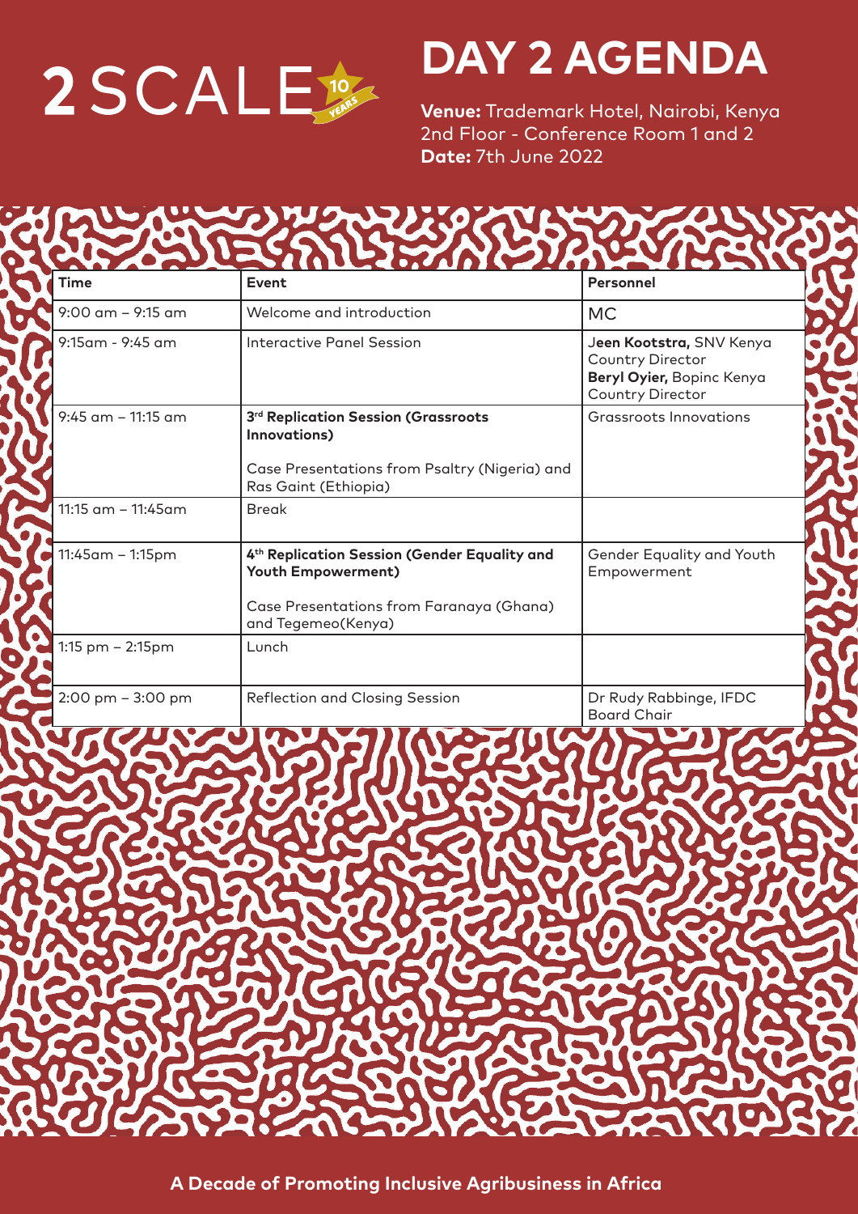2 SCALE 10 YEARS

# DAY 2 AGENDA

**Venue:** Trademark Hotel, Nairobi, Kenya
2nd Floor - Conference Room 1 and 2
**Date:** 7th June 2022

| Time | Event | Personnel |
|---|---|---|
| 9:00 am – 9:15 am | Welcome and introduction | MC |
| 9:15am - 9:45 am | Interactive Panel Session | **Jeen Kootstra,** SNV Kenya Country Director<br>**Beryl Oyier,** Bopinc Kenya Country Director |
| 9:45 am – 11:15 am | **3rd Replication Session (Grassroots Innovations)**<br><br>Case Presentations from Psaltry (Nigeria) and Ras Gaint (Ethiopia) | Grassroots Innovations |
| 11:15 am – 11:45am | Break | |
| 11:45am – 1:15pm | **4th Replication Session (Gender Equality and Youth Empowerment)**<br><br>Case Presentations from Faranaya (Ghana) and Tegemeo(Kenya) | Gender Equality and Youth Empowerment |
| 1:15 pm – 2:15pm | Lunch | |
| 2:00 pm – 3:00 pm | Reflection and Closing Session | Dr Rudy Rabbinge, IFDC Board Chair |

**A Decade of Promoting Inclusive Agribusiness in Africa**